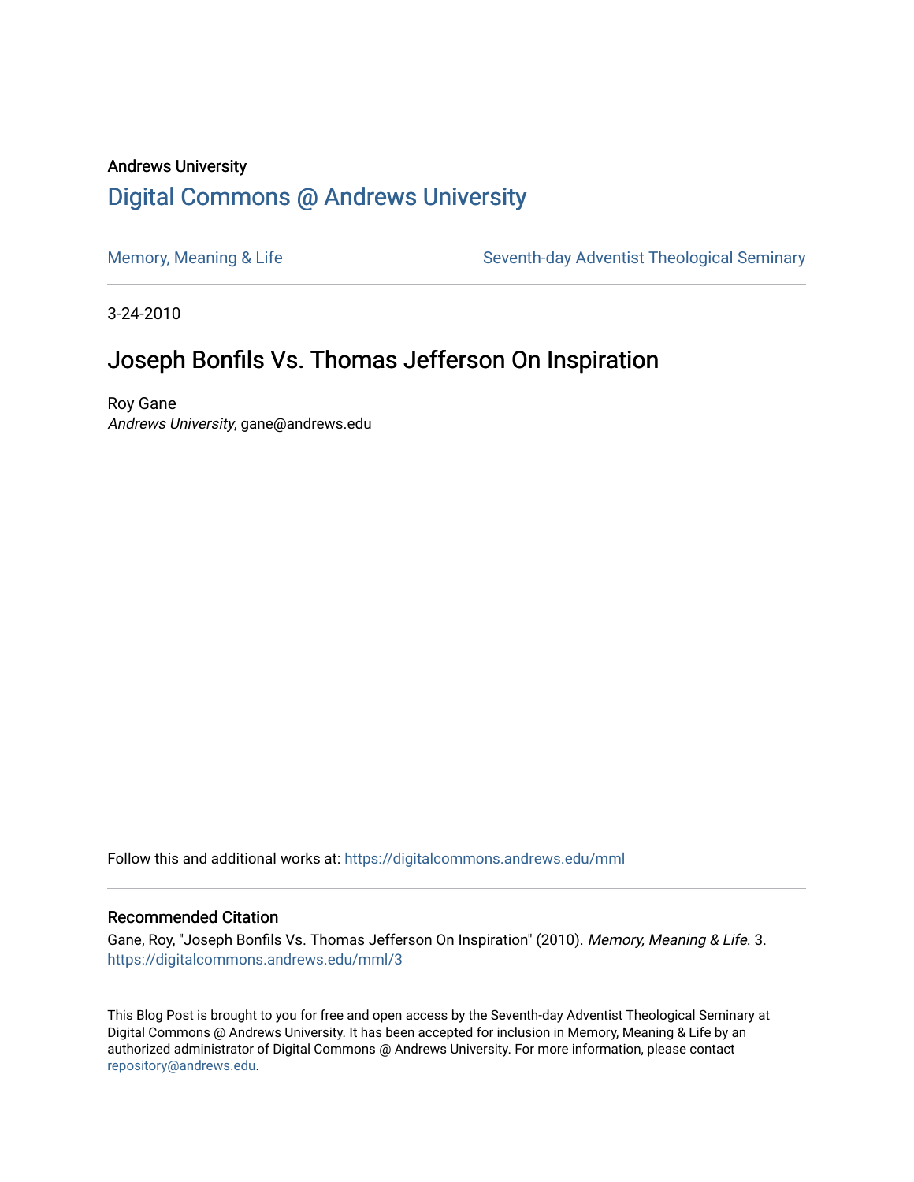Andrews University

# Digital Commons @ Andrews University

Memory, Meaning & Life

Seventh-day Adventist Theological Seminary

3-24-2010

## Joseph Bonfils Vs. Thomas Jefferson On Inspiration

Roy Gane
*Andrews University*, gane@andrews.edu

Follow this and additional works at: https://digitalcommons.andrews.edu/mml

### Recommended Citation

Gane, Roy, "Joseph Bonfils Vs. Thomas Jefferson On Inspiration" (2010). *Memory, Meaning & Life*. 3.
https://digitalcommons.andrews.edu/mml/3

This Blog Post is brought to you for free and open access by the Seventh-day Adventist Theological Seminary at Digital Commons @ Andrews University. It has been accepted for inclusion in Memory, Meaning & Life by an authorized administrator of Digital Commons @ Andrews University. For more information, please contact repository@andrews.edu.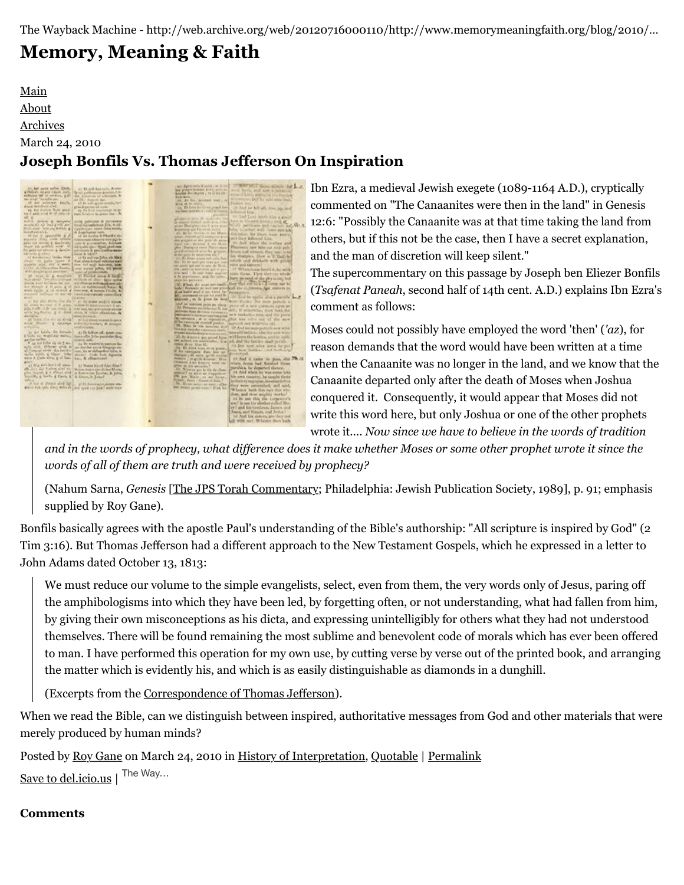The Wayback Machine - http://web.archive.org/web/20120716000110/http://www.memorymeaningfaith.org/blog/2010/...

# Memory, Meaning & Faith

[Main](#)
[About](#)
[Archives](#)

March 24, 2010

## Joseph Bonfils Vs. Thomas Jefferson On Inspiration

Ibn Ezra, a medieval Jewish exegete (1089-1164 A.D.), cryptically commented on "The Canaanites were then in the land" in Genesis 12:6: "Possibly the Canaanite was at that time taking the land from others, but if this not be the case, then I have a secret explanation, and the man of discretion will keep silent."

The supercommentary on this passage by Joseph ben Eliezer Bonfils (*Tsafenat Paneah*, second half of 14th cent. A.D.) explains Ibn Ezra's comment as follows:

> Moses could not possibly have employed the word 'then' (*'az*), for reason demands that the word would have been written at a time when the Canaanite was no longer in the land, and we know that the Canaanite departed only after the death of Moses when Joshua conquered it. Consequently, it would appear that Moses did not write this word here, but only Joshua or one of the other prophets wrote it.... *Now since we have to believe in the words of tradition and in the words of prophecy, what difference does it make whether Moses or some other prophet wrote it since the words of all of them are truth and were received by prophecy?*
>
> (Nahum Sarna, *Genesis* [The JPS Torah Commentary; Philadelphia: Jewish Publication Society, 1989], p. 91; emphasis supplied by Roy Gane).

Bonfils basically agrees with the apostle Paul's understanding of the Bible's authorship: "All scripture is inspired by God" (2 Tim 3:16). But Thomas Jefferson had a different approach to the New Testament Gospels, which he expressed in a letter to John Adams dated October 13, 1813:

> We must reduce our volume to the simple evangelists, select, even from them, the very words only of Jesus, paring off the amphibologisms into which they have been led, by forgetting often, or not understanding, what had fallen from him, by giving their own misconceptions as his dicta, and expressing unintelligibly for others what they had not understood themselves. There will be found remaining the most sublime and benevolent code of morals which has ever been offered to man. I have performed this operation for my own use, by cutting verse by verse out of the printed book, and arranging the matter which is evidently his, and which is as easily distinguishable as diamonds in a dunghill.
>
> (Excerpts from the Correspondence of Thomas Jefferson).

When we read the Bible, can we distinguish between inspired, authoritative messages from God and other materials that were merely produced by human minds?

Posted by [Roy Gane](#) on March 24, 2010 in [History of Interpretation](#), [Quotable](#) | [Permalink](#)

[Save to del.icio.us](#) |

**Comments**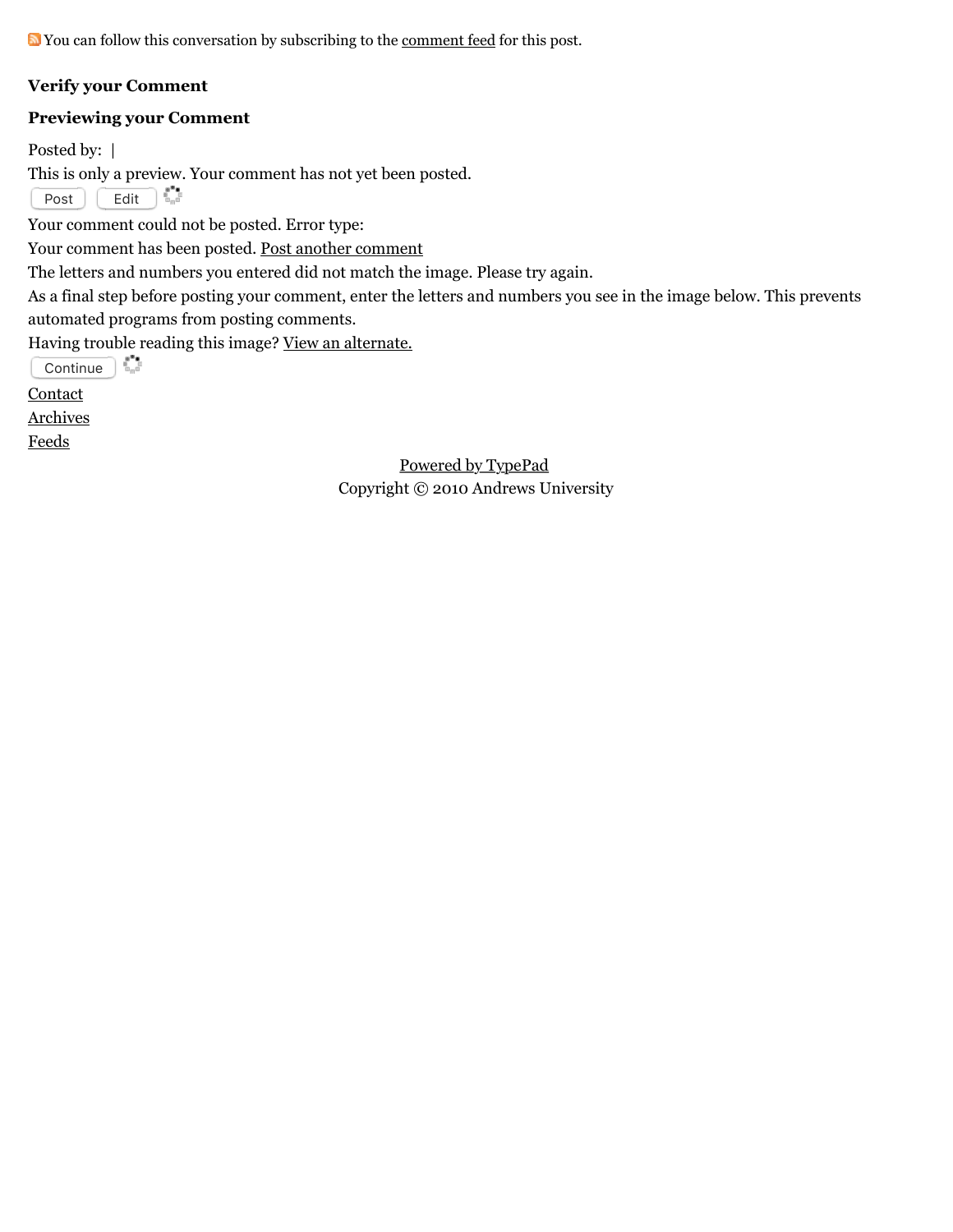You can follow this conversation by subscribing to the comment feed for this post.

### Verify your Comment

### Previewing your Comment

Posted by: |

This is only a preview. Your comment has not yet been posted.

Post Edit

Your comment could not be posted. Error type:

Your comment has been posted. Post another comment

The letters and numbers you entered did not match the image. Please try again.

As a final step before posting your comment, enter the letters and numbers you see in the image below. This prevents automated programs from posting comments.

Having trouble reading this image? View an alternate.

Continue

Contact

Archives

Feeds

Powered by TypePad

Copyright © 2010 Andrews University